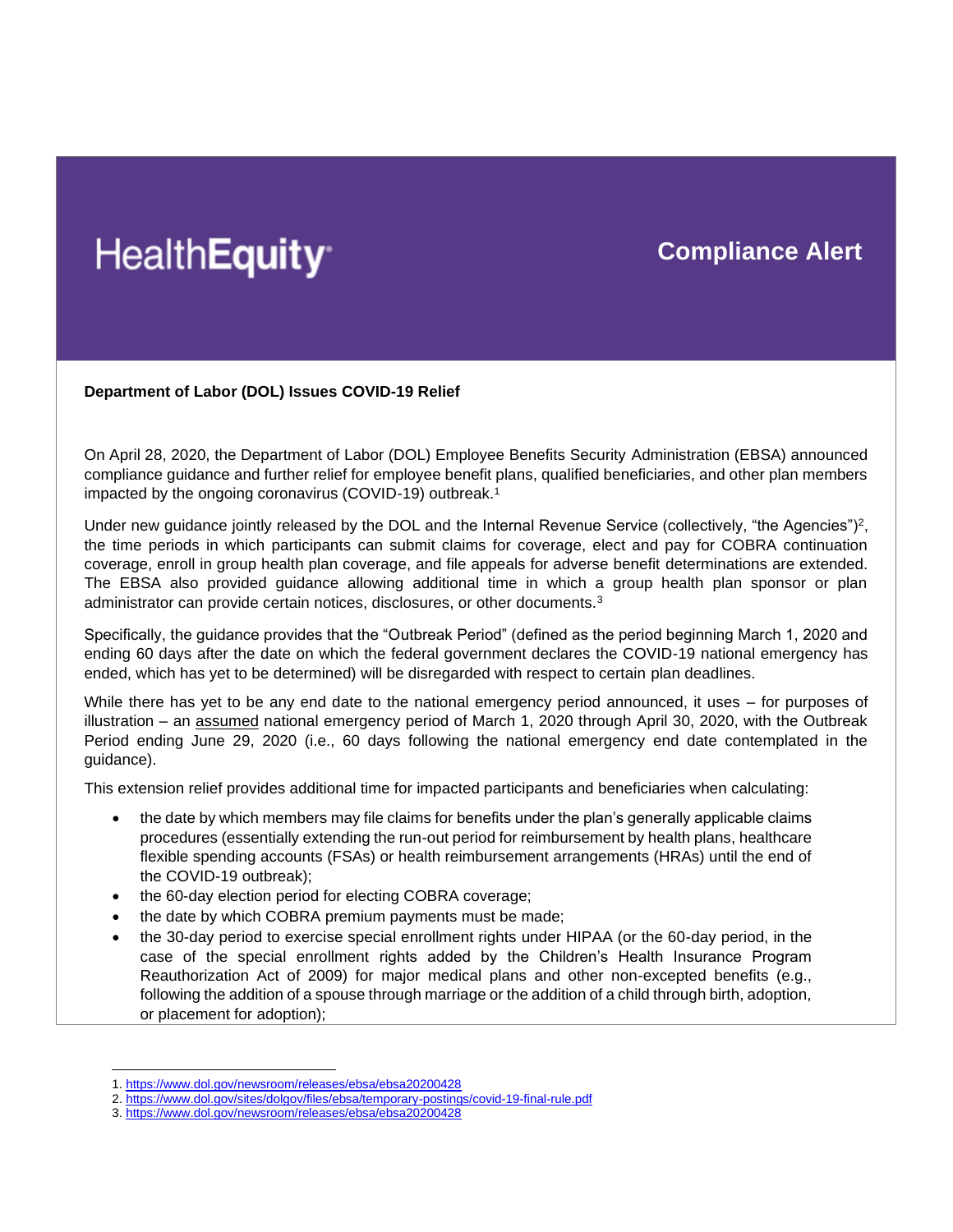HealthEquity

# Compliance Alert

**Department of Labor (DOL) Issues COVID-19 Relief**

On April 28, 2020, the Department of Labor (DOL) Employee Benefits Security Administration (EBSA) announced compliance guidance and further relief for employee benefit plans, qualified beneficiaries, and other plan members impacted by the ongoing coronavirus (COVID-19) outbreak.[1]

Under new guidance jointly released by the DOL and the Internal Revenue Service (collectively, "the Agencies")[2], the time periods in which participants can submit claims for coverage, elect and pay for COBRA continuation coverage, enroll in group health plan coverage, and file appeals for adverse benefit determinations are extended. The EBSA also provided guidance allowing additional time in which a group health plan sponsor or plan administrator can provide certain notices, disclosures, or other documents.[3]

Specifically, the guidance provides that the "Outbreak Period" (defined as the period beginning March 1, 2020 and ending 60 days after the date on which the federal government declares the COVID-19 national emergency has ended, which has yet to be determined) will be disregarded with respect to certain plan deadlines.

While there has yet to be any end date to the national emergency period announced, it uses – for purposes of illustration – an assumed national emergency period of March 1, 2020 through April 30, 2020, with the Outbreak Period ending June 29, 2020 (i.e., 60 days following the national emergency end date contemplated in the guidance).

This extension relief provides additional time for impacted participants and beneficiaries when calculating:

- the date by which members may file claims for benefits under the plan's generally applicable claims procedures (essentially extending the run-out period for reimbursement by health plans, healthcare flexible spending accounts (FSAs) or health reimbursement arrangements (HRAs) until the end of the COVID-19 outbreak);
- the 60-day election period for electing COBRA coverage;
- the date by which COBRA premium payments must be made;
- the 30-day period to exercise special enrollment rights under HIPAA (or the 60-day period, in the case of the special enrollment rights added by the Children's Health Insurance Program Reauthorization Act of 2009) for major medical plans and other non-excepted benefits (e.g., following the addition of a spouse through marriage or the addition of a child through birth, adoption, or placement for adoption);

1. https://www.dol.gov/newsroom/releases/ebsa/ebsa20200428
2. https://www.dol.gov/sites/dolgov/files/ebsa/temporary-postings/covid-19-final-rule.pdf
3. https://www.dol.gov/newsroom/releases/ebsa/ebsa20200428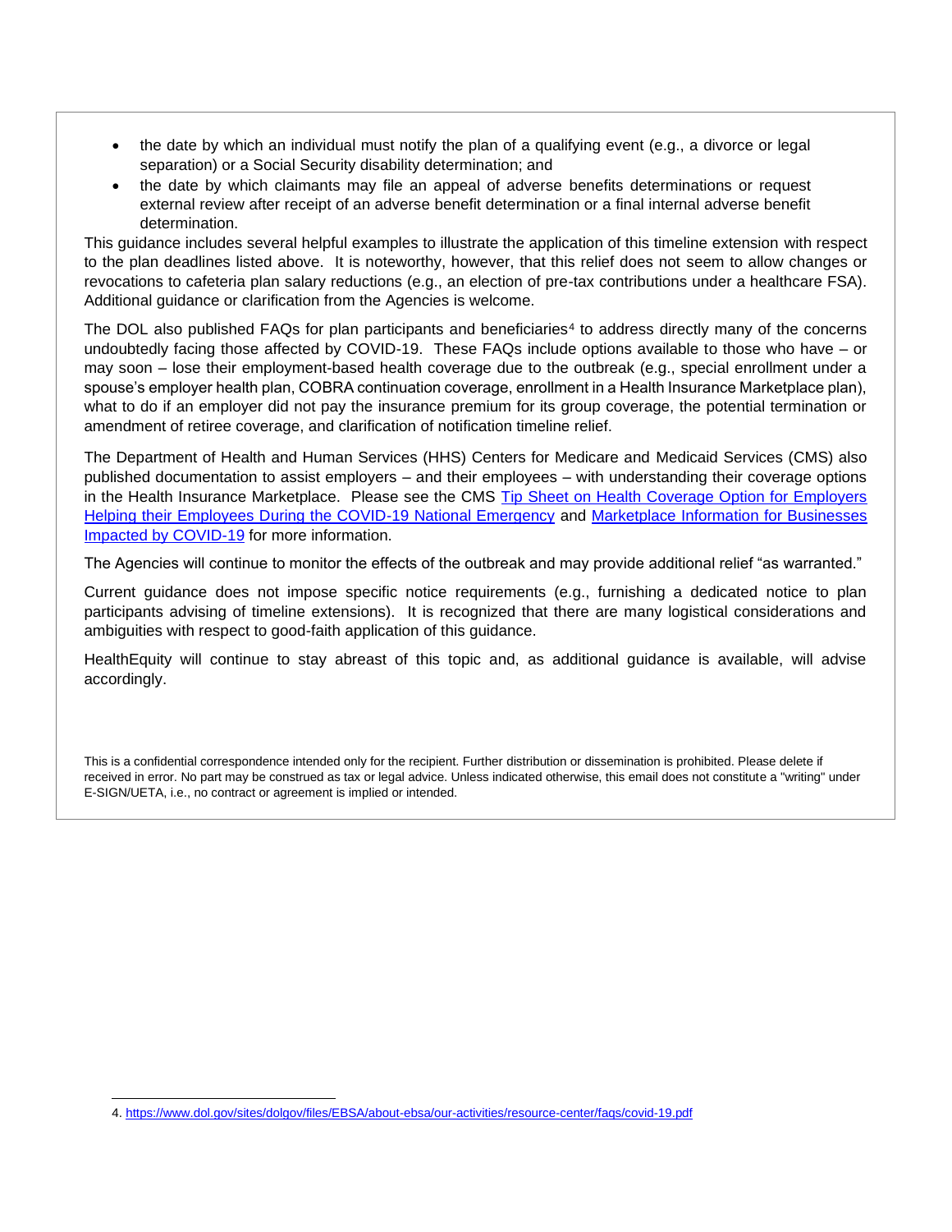- the date by which an individual must notify the plan of a qualifying event (e.g., a divorce or legal separation) or a Social Security disability determination; and
- the date by which claimants may file an appeal of adverse benefits determinations or request external review after receipt of an adverse benefit determination or a final internal adverse benefit determination.

This guidance includes several helpful examples to illustrate the application of this timeline extension with respect to the plan deadlines listed above. It is noteworthy, however, that this relief does not seem to allow changes or revocations to cafeteria plan salary reductions (e.g., an election of pre-tax contributions under a healthcare FSA). Additional guidance or clarification from the Agencies is welcome.

The DOL also published FAQs for plan participants and beneficiaries[4] to address directly many of the concerns undoubtedly facing those affected by COVID-19. These FAQs include options available to those who have – or may soon – lose their employment-based health coverage due to the outbreak (e.g., special enrollment under a spouse's employer health plan, COBRA continuation coverage, enrollment in a Health Insurance Marketplace plan), what to do if an employer did not pay the insurance premium for its group coverage, the potential termination or amendment of retiree coverage, and clarification of notification timeline relief.

The Department of Health and Human Services (HHS) Centers for Medicare and Medicaid Services (CMS) also published documentation to assist employers – and their employees – with understanding their coverage options in the Health Insurance Marketplace. Please see the CMS Tip Sheet on Health Coverage Option for Employers Helping their Employees During the COVID-19 National Emergency and Marketplace Information for Businesses Impacted by COVID-19 for more information.

The Agencies will continue to monitor the effects of the outbreak and may provide additional relief "as warranted."

Current guidance does not impose specific notice requirements (e.g., furnishing a dedicated notice to plan participants advising of timeline extensions). It is recognized that there are many logistical considerations and ambiguities with respect to good-faith application of this guidance.

HealthEquity will continue to stay abreast of this topic and, as additional guidance is available, will advise accordingly.

This is a confidential correspondence intended only for the recipient. Further distribution or dissemination is prohibited. Please delete if received in error. No part may be construed as tax or legal advice. Unless indicated otherwise, this email does not constitute a "writing" under E-SIGN/UETA, i.e., no contract or agreement is implied or intended.

4. https://www.dol.gov/sites/dolgov/files/EBSA/about-ebsa/our-activities/resource-center/faqs/covid-19.pdf